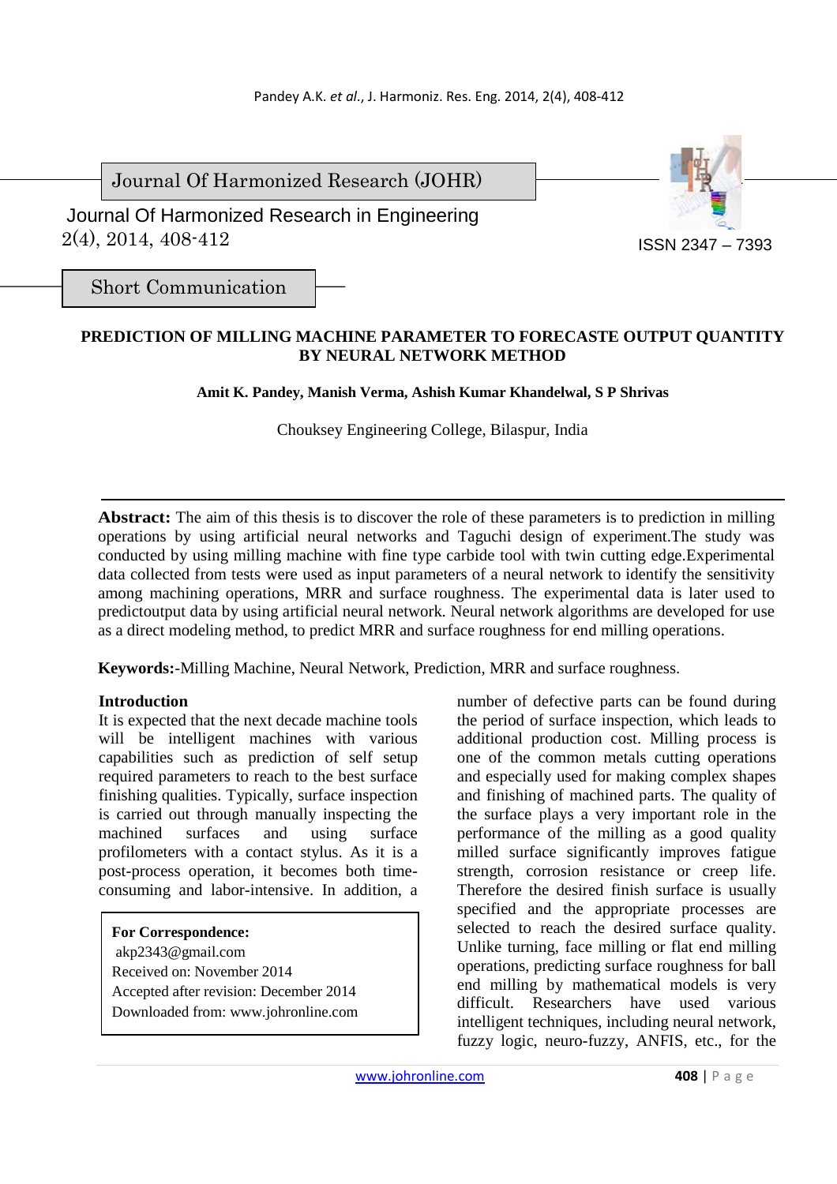Journal Of Harmonized Research (JOHR)

Journal Of Harmonized Research in Engineering
2(4), 2014, 408-412

ISSN 2347 – 7393

Short Communication

# PREDICTION OF MILLING MACHINE PARAMETER TO FORECASTE OUTPUT QUANTITY BY NEURAL NETWORK METHOD

**Amit K. Pandey, Manish Verma, Ashish Kumar Khandelwal, S P Shrivas**

Chouksey Engineering College, Bilaspur, India

**Abstract:** The aim of this thesis is to discover the role of these parameters is to prediction in milling operations by using artificial neural networks and Taguchi design of experiment.The study was conducted by using milling machine with fine type carbide tool with twin cutting edge.Experimental data collected from tests were used as input parameters of a neural network to identify the sensitivity among machining operations, MRR and surface roughness. The experimental data is later used to predictoutput data by using artificial neural network. Neural network algorithms are developed for use as a direct modeling method, to predict MRR and surface roughness for end milling operations.

**Keywords:**-Milling Machine, Neural Network, Prediction, MRR and surface roughness.

## Introduction

It is expected that the next decade machine tools will be intelligent machines with various capabilities such as prediction of self setup required parameters to reach to the best surface finishing qualities. Typically, surface inspection is carried out through manually inspecting the machined surfaces and using surface profilometers with a contact stylus. As it is a post-process operation, it becomes both time-consuming and labor-intensive. In addition, a number of defective parts can be found during the period of surface inspection, which leads to additional production cost. Milling process is one of the common metals cutting operations and especially used for making complex shapes and finishing of machined parts. The quality of the surface plays a very important role in the performance of the milling as a good quality milled surface significantly improves fatigue strength, corrosion resistance or creep life. Therefore the desired finish surface is usually specified and the appropriate processes are selected to reach the desired surface quality. Unlike turning, face milling or flat end milling operations, predicting surface roughness for ball end milling by mathematical models is very difficult. Researchers have used various intelligent techniques, including neural network, fuzzy logic, neuro-fuzzy, ANFIS, etc., for the

**For Correspondence:**
akp2343@gmail.com
Received on: November 2014
Accepted after revision: December 2014
Downloaded from: www.johronline.com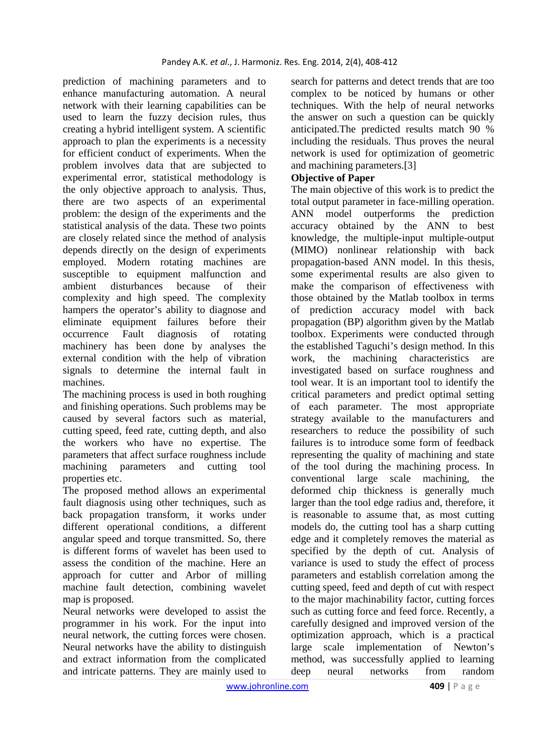prediction of machining parameters and to enhance manufacturing automation. A neural network with their learning capabilities can be used to learn the fuzzy decision rules, thus creating a hybrid intelligent system. A scientific approach to plan the experiments is a necessity for efficient conduct of experiments. When the problem involves data that are subjected to experimental error, statistical methodology is the only objective approach to analysis. Thus, there are two aspects of an experimental problem: the design of the experiments and the statistical analysis of the data. These two points are closely related since the method of analysis depends directly on the design of experiments employed. Modern rotating machines are susceptible to equipment malfunction and ambient disturbances because of their complexity and high speed. The complexity hampers the operator's ability to diagnose and eliminate equipment failures before their occurrence Fault diagnosis of rotating machinery has been done by analyses the external condition with the help of vibration signals to determine the internal fault in machines.

The machining process is used in both roughing and finishing operations. Such problems may be caused by several factors such as material, cutting speed, feed rate, cutting depth, and also the workers who have no expertise. The parameters that affect surface roughness include machining parameters and cutting tool properties etc.

The proposed method allows an experimental fault diagnosis using other techniques, such as back propagation transform, it works under different operational conditions, a different angular speed and torque transmitted. So, there is different forms of wavelet has been used to assess the condition of the machine. Here an approach for cutter and Arbor of milling machine fault detection, combining wavelet map is proposed.

Neural networks were developed to assist the programmer in his work. For the input into neural network, the cutting forces were chosen. Neural networks have the ability to distinguish and extract information from the complicated and intricate patterns. They are mainly used to search for patterns and detect trends that are too complex to be noticed by humans or other techniques. With the help of neural networks the answer on such a question can be quickly anticipated.The predicted results match 90 % including the residuals. Thus proves the neural network is used for optimization of geometric and machining parameters.[3]

**Objective of Paper**

The main objective of this work is to predict the total output parameter in face-milling operation. ANN model outperforms the prediction accuracy obtained by the ANN to best knowledge, the multiple-input multiple-output (MIMO) nonlinear relationship with back propagation-based ANN model. In this thesis, some experimental results are also given to make the comparison of effectiveness with those obtained by the Matlab toolbox in terms of prediction accuracy model with back propagation (BP) algorithm given by the Matlab toolbox. Experiments were conducted through the established Taguchi's design method. In this work, the machining characteristics are investigated based on surface roughness and tool wear. It is an important tool to identify the critical parameters and predict optimal setting of each parameter. The most appropriate strategy available to the manufacturers and researchers to reduce the possibility of such failures is to introduce some form of feedback representing the quality of machining and state of the tool during the machining process. In conventional large scale machining, the deformed chip thickness is generally much larger than the tool edge radius and, therefore, it is reasonable to assume that, as most cutting models do, the cutting tool has a sharp cutting edge and it completely removes the material as specified by the depth of cut. Analysis of variance is used to study the effect of process parameters and establish correlation among the cutting speed, feed and depth of cut with respect to the major machinability factor, cutting forces such as cutting force and feed force. Recently, a carefully designed and improved version of the optimization approach, which is a practical large scale implementation of Newton's method, was successfully applied to learning deep neural networks from random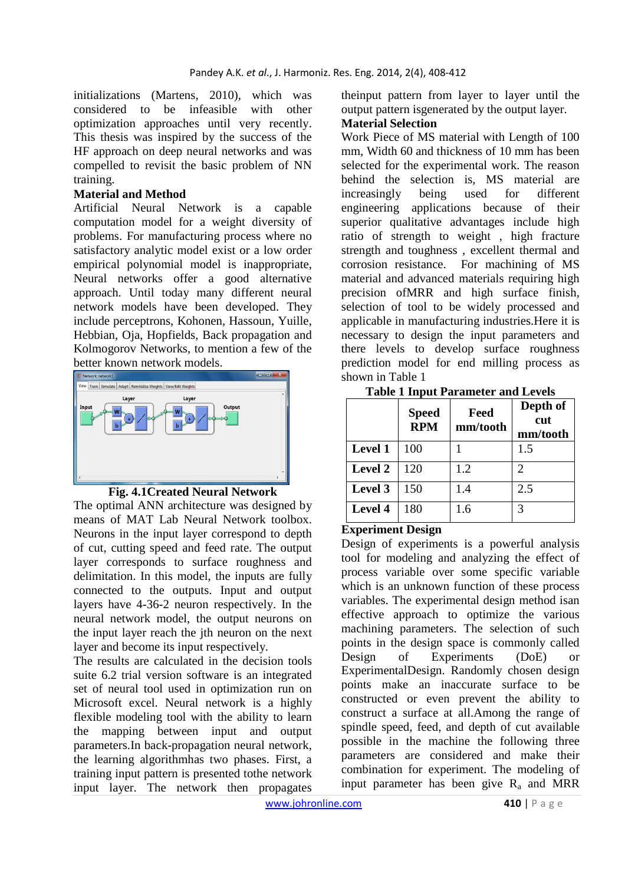initializations (Martens, 2010), which was considered to be infeasible with other optimization approaches until very recently. This thesis was inspired by the success of the HF approach on deep neural networks and was compelled to revisit the basic problem of NN training.

**Material and Method**

Artificial Neural Network is a capable computation model for a weight diversity of problems. For manufacturing process where no satisfactory analytic model exist or a low order empirical polynomial model is inappropriate, Neural networks offer a good alternative approach. Until today many different neural network models have been developed. They include perceptrons, Kohonen, Hassoun, Yuille, Hebbian, Oja, Hopfields, Back propagation and Kolmogorov Networks, to mention a few of the better known network models.

**Fig. 4.1Created Neural Network**

The optimal ANN architecture was designed by means of MAT Lab Neural Network toolbox. Neurons in the input layer correspond to depth of cut, cutting speed and feed rate. The output layer corresponds to surface roughness and delimitation. In this model, the inputs are fully connected to the outputs. Input and output layers have 4-36-2 neuron respectively. In the neural network model, the output neurons on the input layer reach the jth neuron on the next layer and become its input respectively.

The results are calculated in the decision tools suite 6.2 trial version software is an integrated set of neural tool used in optimization run on Microsoft excel. Neural network is a highly flexible modeling tool with the ability to learn the mapping between input and output parameters.In back-propagation neural network, the learning algorithmhas two phases. First, a training input pattern is presented tothe network input layer. The network then propagates theinput pattern from layer to layer until the output pattern isgenerated by the output layer.

**Material Selection**

Work Piece of MS material with Length of 100 mm, Width 60 and thickness of 10 mm has been selected for the experimental work. The reason behind the selection is, MS material are increasingly being used for different engineering applications because of their superior qualitative advantages include high ratio of strength to weight , high fracture strength and toughness , excellent thermal and corrosion resistance. For machining of MS material and advanced materials requiring high precision ofMRR and high surface finish, selection of tool to be widely processed and applicable in manufacturing industries.Here it is necessary to design the input parameters and there levels to develop surface roughness prediction model for end milling process as shown in Table 1

**Table 1 Input Parameter and Levels**

| | Speed RPM | Feed mm/tooth | Depth of cut mm/tooth |
|---|---|---|---|
| **Level 1** | 100 | 1 | 1.5 |
| **Level 2** | 120 | 1.2 | 2 |
| **Level 3** | 150 | 1.4 | 2.5 |
| **Level 4** | 180 | 1.6 | 3 |

**Experiment Design**

Design of experiments is a powerful analysis tool for modeling and analyzing the effect of process variable over some specific variable which is an unknown function of these process variables. The experimental design method isan effective approach to optimize the various machining parameters. The selection of such points in the design space is commonly called Design of Experiments (DoE) or ExperimentalDesign. Randomly chosen design points make an inaccurate surface to be constructed or even prevent the ability to construct a surface at all.Among the range of spindle speed, feed, and depth of cut available possible in the machine the following three parameters are considered and make their combination for experiment. The modeling of input parameter has been give $R_a$ and MRR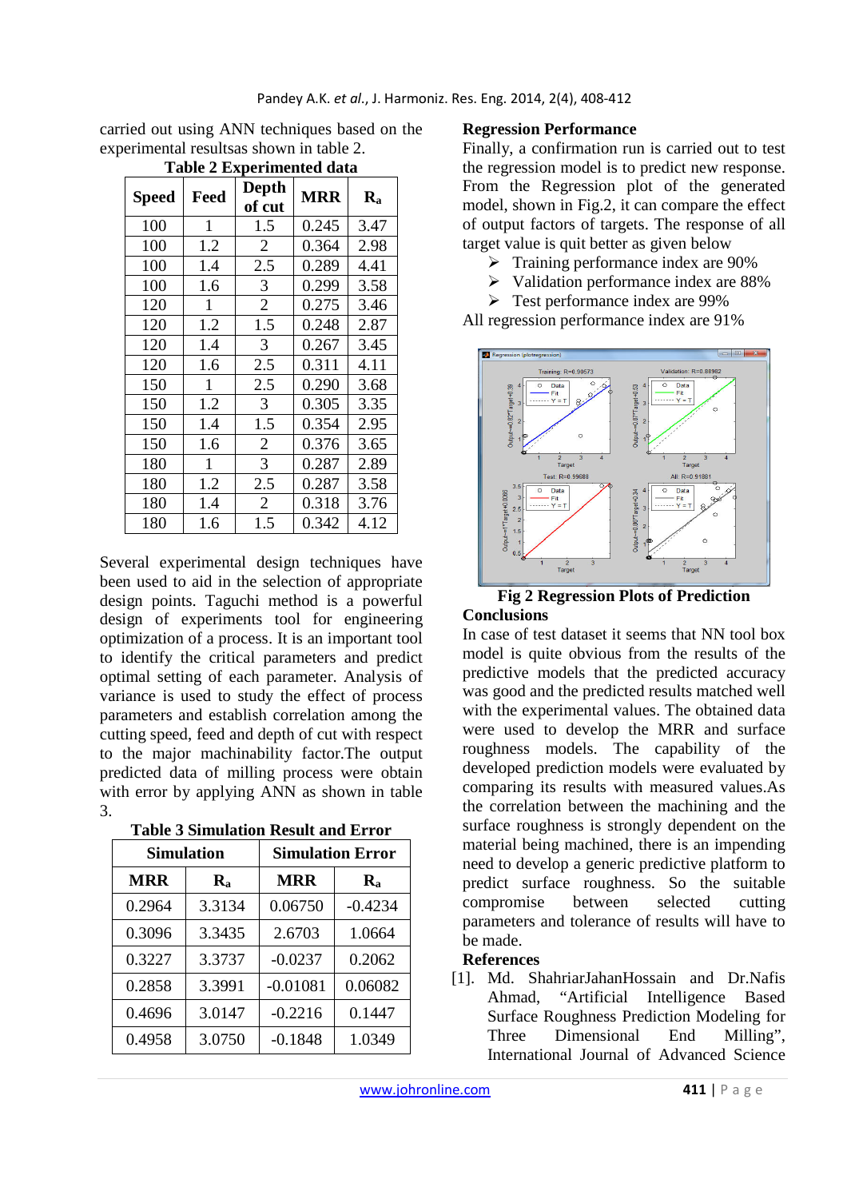carried out using ANN techniques based on the experimental resultsas shown in table 2.

**Table 2 Experimented data**

| Speed | Feed | Depth of cut | MRR | $R_a$ |
|---|---|---|---|---|
| 100 | 1 | 1.5 | 0.245 | 3.47 |
| 100 | 1.2 | 2 | 0.364 | 2.98 |
| 100 | 1.4 | 2.5 | 0.289 | 4.41 |
| 100 | 1.6 | 3 | 0.299 | 3.58 |
| 120 | 1 | 2 | 0.275 | 3.46 |
| 120 | 1.2 | 1.5 | 0.248 | 2.87 |
| 120 | 1.4 | 3 | 0.267 | 3.45 |
| 120 | 1.6 | 2.5 | 0.311 | 4.11 |
| 150 | 1 | 2.5 | 0.290 | 3.68 |
| 150 | 1.2 | 3 | 0.305 | 3.35 |
| 150 | 1.4 | 1.5 | 0.354 | 2.95 |
| 150 | 1.6 | 2 | 0.376 | 3.65 |
| 180 | 1 | 3 | 0.287 | 2.89 |
| 180 | 1.2 | 2.5 | 0.287 | 3.58 |
| 180 | 1.4 | 2 | 0.318 | 3.76 |
| 180 | 1.6 | 1.5 | 0.342 | 4.12 |

Several experimental design techniques have been used to aid in the selection of appropriate design points. Taguchi method is a powerful design of experiments tool for engineering optimization of a process. It is an important tool to identify the critical parameters and predict optimal setting of each parameter. Analysis of variance is used to study the effect of process parameters and establish correlation among the cutting speed, feed and depth of cut with respect to the major machinability factor.The output predicted data of milling process were obtain with error by applying ANN as shown in table 3.

**Table 3 Simulation Result and Error**

| Simulation | | Simulation Error | |
|---|---|---|---|
| MRR | $R_a$ | MRR | $R_a$ |
| 0.2964 | 3.3134 | 0.06750 | -0.4234 |
| 0.3096 | 3.3435 | 2.6703 | 1.0664 |
| 0.3227 | 3.3737 | -0.0237 | 0.2062 |
| 0.2858 | 3.3991 | -0.01081 | 0.06082 |
| 0.4696 | 3.0147 | -0.2216 | 0.1447 |
| 0.4958 | 3.0750 | -0.1848 | 1.0349 |

**Regression Performance**

Finally, a confirmation run is carried out to test the regression model is to predict new response. From the Regression plot of the generated model, shown in Fig.2, it can compare the effect of output factors of targets. The response of all target value is quit better as given below

- Training performance index are 90%
- Validation performance index are 88%
- Test performance index are 99%

All regression performance index are 91%

**Fig 2 Regression Plots of Prediction**

## Conclusions

In case of test dataset it seems that NN tool box model is quite obvious from the results of the predictive models that the predicted accuracy was good and the predicted results matched well with the experimental values. The obtained data were used to develop the MRR and surface roughness models. The capability of the developed prediction models were evaluated by comparing its results with measured values.As the correlation between the machining and the surface roughness is strongly dependent on the material being machined, there is an impending need to develop a generic predictive platform to predict surface roughness. So the suitable compromise between selected cutting parameters and tolerance of results will have to be made.

## References

[1]. Md. ShahriarJahanHossain and Dr.Nafis Ahmad, "Artificial Intelligence Based Surface Roughness Prediction Modeling for Three Dimensional End Milling", International Journal of Advanced Science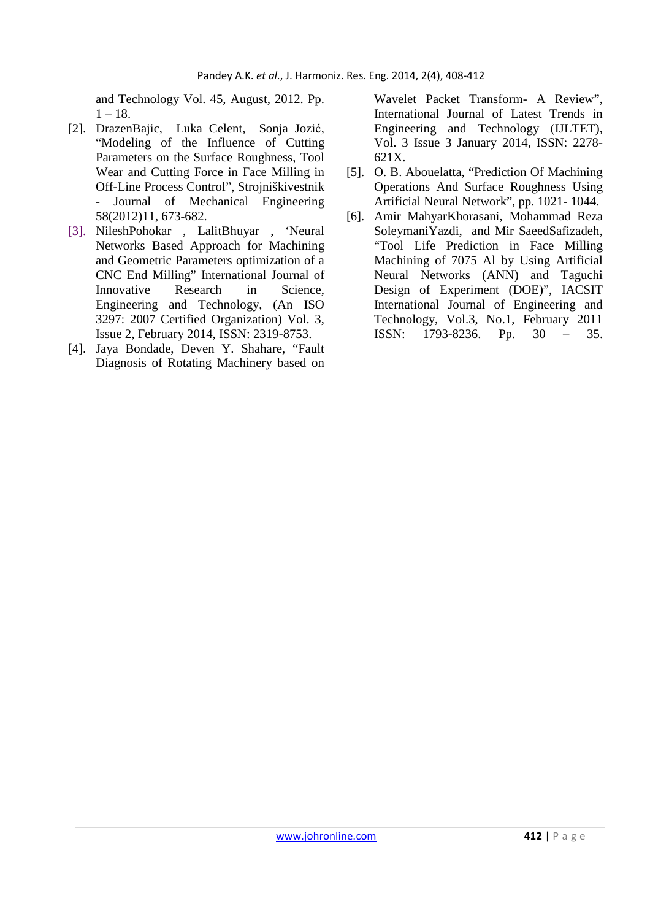and Technology Vol. 45, August, 2012. Pp. 1 – 18.

[2]. DrazenBajic, Luka Celent, Sonja Jozić, "Modeling of the Influence of Cutting Parameters on the Surface Roughness, Tool Wear and Cutting Force in Face Milling in Off-Line Process Control", Strojniškivestnik - Journal of Mechanical Engineering 58(2012)11, 673-682.

[3]. NileshPohokar , LalitBhuyar , 'Neural Networks Based Approach for Machining and Geometric Parameters optimization of a CNC End Milling" International Journal of Innovative Research in Science, Engineering and Technology, (An ISO 3297: 2007 Certified Organization) Vol. 3, Issue 2, February 2014, ISSN: 2319-8753.

[4]. Jaya Bondade, Deven Y. Shahare, "Fault Diagnosis of Rotating Machinery based on Wavelet Packet Transform- A Review", International Journal of Latest Trends in Engineering and Technology (IJLTET), Vol. 3 Issue 3 January 2014, ISSN: 2278-621X.

[5]. O. B. Abouelatta, "Prediction Of Machining Operations And Surface Roughness Using Artificial Neural Network", pp. 1021- 1044.

[6]. Amir MahyarKhorasani, Mohammad Reza SoleymaniYazdi, and Mir SaeedSafizadeh, "Tool Life Prediction in Face Milling Machining of 7075 Al by Using Artificial Neural Networks (ANN) and Taguchi Design of Experiment (DOE)", IACSIT International Journal of Engineering and Technology, Vol.3, No.1, February 2011 ISSN: 1793-8236. Pp. 30 – 35.